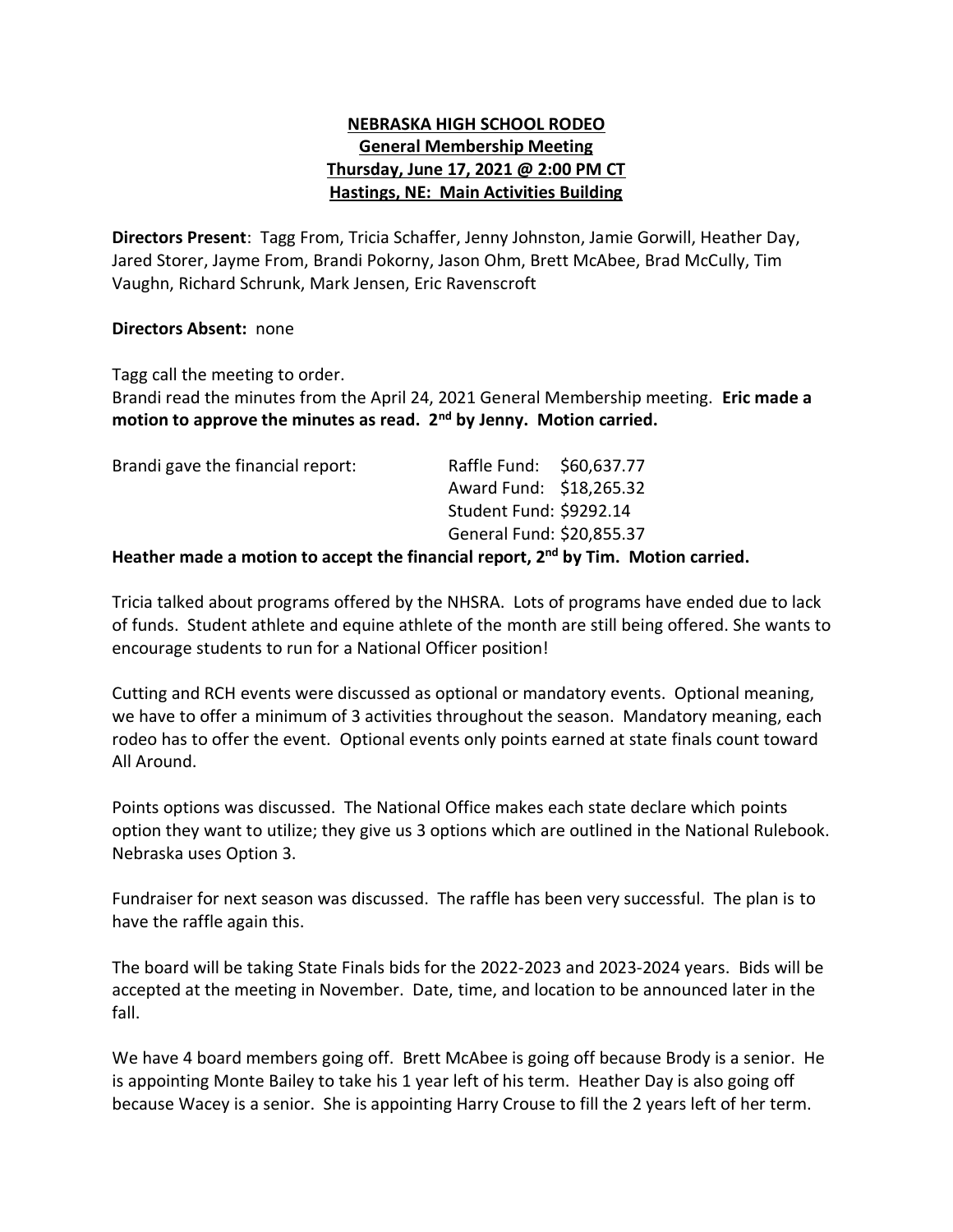**NEBRASKA HIGH SCHOOL RODEO**
**General Membership Meeting**
**Thursday, June 17, 2021 @ 2:00 PM CT**
**Hastings, NE: Main Activities Building**

**Directors Present**: Tagg From, Tricia Schaffer, Jenny Johnston, Jamie Gorwill, Heather Day, Jared Storer, Jayme From, Brandi Pokorny, Jason Ohm, Brett McAbee, Brad McCully, Tim Vaughn, Richard Schrunk, Mark Jensen, Eric Ravenscroft

**Directors Absent:** none

Tagg call the meeting to order.
Brandi read the minutes from the April 24, 2021 General Membership meeting. **Eric made a motion to approve the minutes as read. 2nd by Jenny. Motion carried.**

Brandi gave the financial report:
Raffle Fund: $60,637.77
Award Fund: $18,265.32
Student Fund: $9292.14
General Fund: $20,855.37

**Heather made a motion to accept the financial report, 2nd by Tim. Motion carried.**

Tricia talked about programs offered by the NHSRA. Lots of programs have ended due to lack of funds. Student athlete and equine athlete of the month are still being offered. She wants to encourage students to run for a National Officer position!

Cutting and RCH events were discussed as optional or mandatory events. Optional meaning, we have to offer a minimum of 3 activities throughout the season. Mandatory meaning, each rodeo has to offer the event. Optional events only points earned at state finals count toward All Around.

Points options was discussed. The National Office makes each state declare which points option they want to utilize; they give us 3 options which are outlined in the National Rulebook. Nebraska uses Option 3.

Fundraiser for next season was discussed. The raffle has been very successful. The plan is to have the raffle again this.

The board will be taking State Finals bids for the 2022-2023 and 2023-2024 years. Bids will be accepted at the meeting in November. Date, time, and location to be announced later in the fall.

We have 4 board members going off. Brett McAbee is going off because Brody is a senior. He is appointing Monte Bailey to take his 1 year left of his term. Heather Day is also going off because Wacey is a senior. She is appointing Harry Crouse to fill the 2 years left of her term.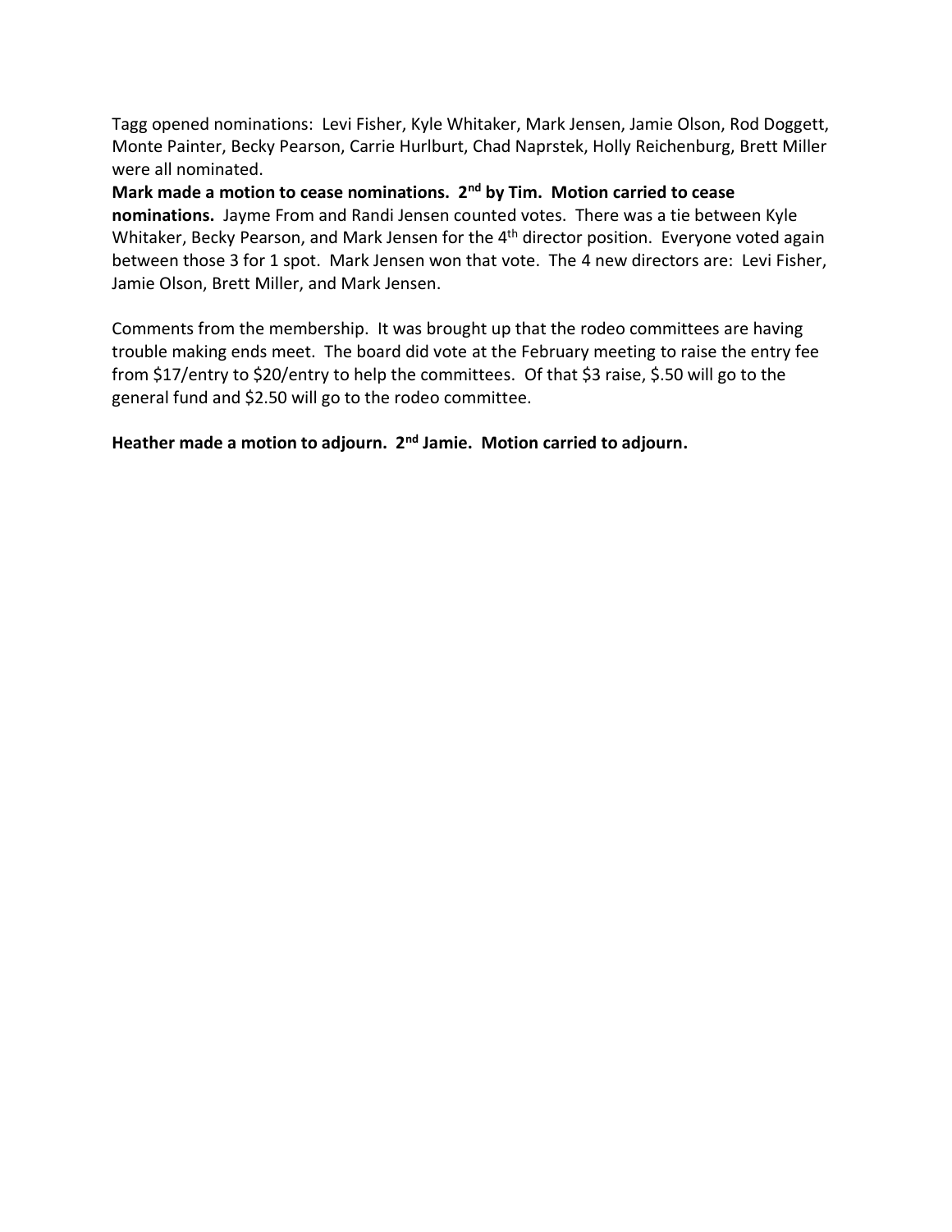Tagg opened nominations: Levi Fisher, Kyle Whitaker, Mark Jensen, Jamie Olson, Rod Doggett, Monte Painter, Becky Pearson, Carrie Hurlburt, Chad Naprstek, Holly Reichenburg, Brett Miller were all nominated.

**Mark made a motion to cease nominations. 2nd by Tim. Motion carried to cease nominations.** Jayme From and Randi Jensen counted votes. There was a tie between Kyle Whitaker, Becky Pearson, and Mark Jensen for the 4th director position. Everyone voted again between those 3 for 1 spot. Mark Jensen won that vote. The 4 new directors are: Levi Fisher, Jamie Olson, Brett Miller, and Mark Jensen.

Comments from the membership. It was brought up that the rodeo committees are having trouble making ends meet. The board did vote at the February meeting to raise the entry fee from $17/entry to $20/entry to help the committees. Of that $3 raise, $.50 will go to the general fund and $2.50 will go to the rodeo committee.

**Heather made a motion to adjourn. 2nd Jamie. Motion carried to adjourn.**